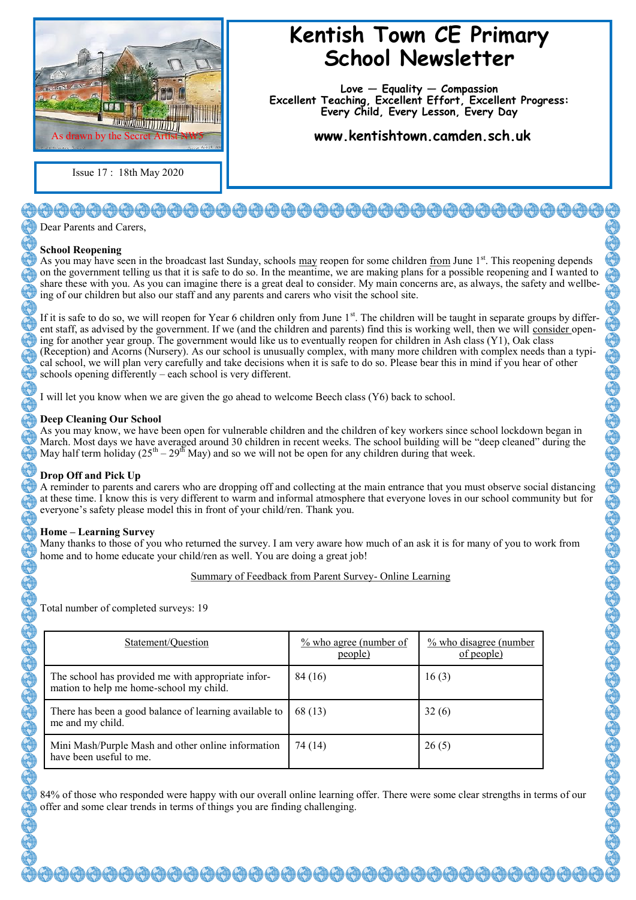As drawn by the Secret Artist NW5

Issue 17 : 18th May 2020

# Kentish Town CE Primary School Newsletter

**Love — Equality — Compassion**
**Excellent Teaching, Excellent Effort, Excellent Progress: Every Child, Every Lesson, Every Day**

**www.kentishtown.camden.sch.uk**

Dear Parents and Carers,

**School Reopening**

As you may have seen in the broadcast last Sunday, schools may reopen for some children from June 1st. This reopening depends on the government telling us that it is safe to do so. In the meantime, we are making plans for a possible reopening and I wanted to share these with you. As you can imagine there is a great deal to consider. My main concerns are, as always, the safety and wellbeing of our children but also our staff and any parents and carers who visit the school site.

If it is safe to do so, we will reopen for Year 6 children only from June 1st. The children will be taught in separate groups by different staff, as advised by the government. If we (and the children and parents) find this is working well, then we will consider opening for another year group. The government would like us to eventually reopen for children in Ash class (Y1), Oak class (Reception) and Acorns (Nursery). As our school is unusually complex, with many more children with complex needs than a typical school, we will plan very carefully and take decisions when it is safe to do so. Please bear this in mind if you hear of other schools opening differently – each school is very different.

I will let you know when we are given the go ahead to welcome Beech class (Y6) back to school.

**Deep Cleaning Our School**

As you may know, we have been open for vulnerable children and the children of key workers since school lockdown began in March. Most days we have averaged around 30 children in recent weeks. The school building will be "deep cleaned" during the May half term holiday (25th – 29th May) and so we will not be open for any children during that week.

**Drop Off and Pick Up**

A reminder to parents and carers who are dropping off and collecting at the main entrance that you must observe social distancing at these time. I know this is very different to warm and informal atmosphere that everyone loves in our school community but for everyone's safety please model this in front of your child/ren. Thank you.

**Home – Learning Survey**

Many thanks to those of you who returned the survey. I am very aware how much of an ask it is for many of you to work from home and to home educate your child/ren as well. You are doing a great job!

Summary of Feedback from Parent Survey- Online Learning

Total number of completed surveys: 19

| Statement/Question | % who agree (number of people) | % who disagree (number of people) |
|---|---|---|
| The school has provided me with appropriate information to help me home-school my child. | 84 (16) | 16 (3) |
| There has been a good balance of learning available to me and my child. | 68 (13) | 32 (6) |
| Mini Mash/Purple Mash and other online information have been useful to me. | 74 (14) | 26 (5) |

84% of those who responded were happy with our overall online learning offer. There were some clear strengths in terms of our offer and some clear trends in terms of things you are finding challenging.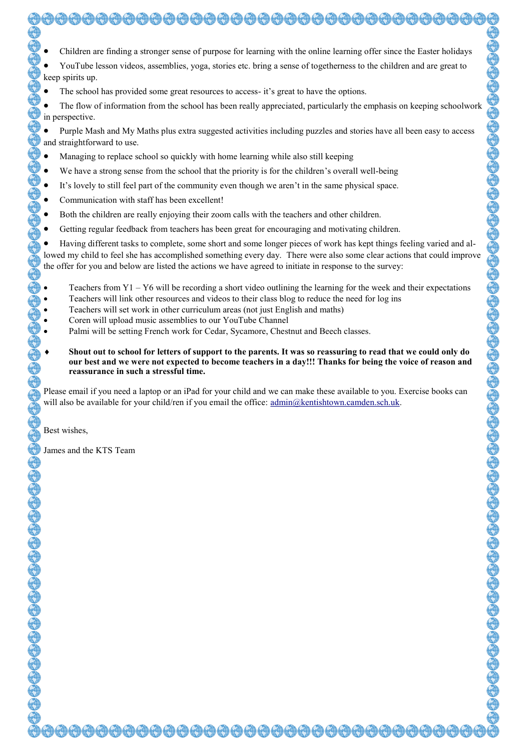- Children are finding a stronger sense of purpose for learning with the online learning offer since the Easter holidays
- YouTube lesson videos, assemblies, yoga, stories etc. bring a sense of togetherness to the children and are great to keep spirits up.
- The school has provided some great resources to access- it's great to have the options.
- The flow of information from the school has been really appreciated, particularly the emphasis on keeping schoolwork in perspective.
- Purple Mash and My Maths plus extra suggested activities including puzzles and stories have all been easy to access and straightforward to use.
- Managing to replace school so quickly with home learning while also still keeping
- We have a strong sense from the school that the priority is for the children's overall well-being
- It's lovely to still feel part of the community even though we aren't in the same physical space.
- Communication with staff has been excellent!
- Both the children are really enjoying their zoom calls with the teachers and other children.
- Getting regular feedback from teachers has been great for encouraging and motivating children.
- Having different tasks to complete, some short and some longer pieces of work has kept things feeling varied and allowed my child to feel she has accomplished something every day.  There were also some clear actions that could improve the offer for you and below are listed the actions we have agreed to initiate in response to the survey:

- Teachers from Y1 – Y6 will be recording a short video outlining the learning for the week and their expectations
- Teachers will link other resources and videos to their class blog to reduce the need for log ins
- Teachers will set work in other curriculum areas (not just English and maths)
- Coren will upload music assemblies to our YouTube Channel
- Palmi will be setting French work for Cedar, Sycamore, Chestnut and Beech classes.

- **Shout out to school for letters of support to the parents. It was so reassuring to read that we could only do our best and we were not expected to become teachers in a day!!! Thanks for being the voice of reason and reassurance in such a stressful time.**

Please email if you need a laptop or an iPad for your child and we can make these available to you. Exercise books can will also be available for your child/ren if you email the office: admin@kentishtown.camden.sch.uk.

Best wishes,

James and the KTS Team